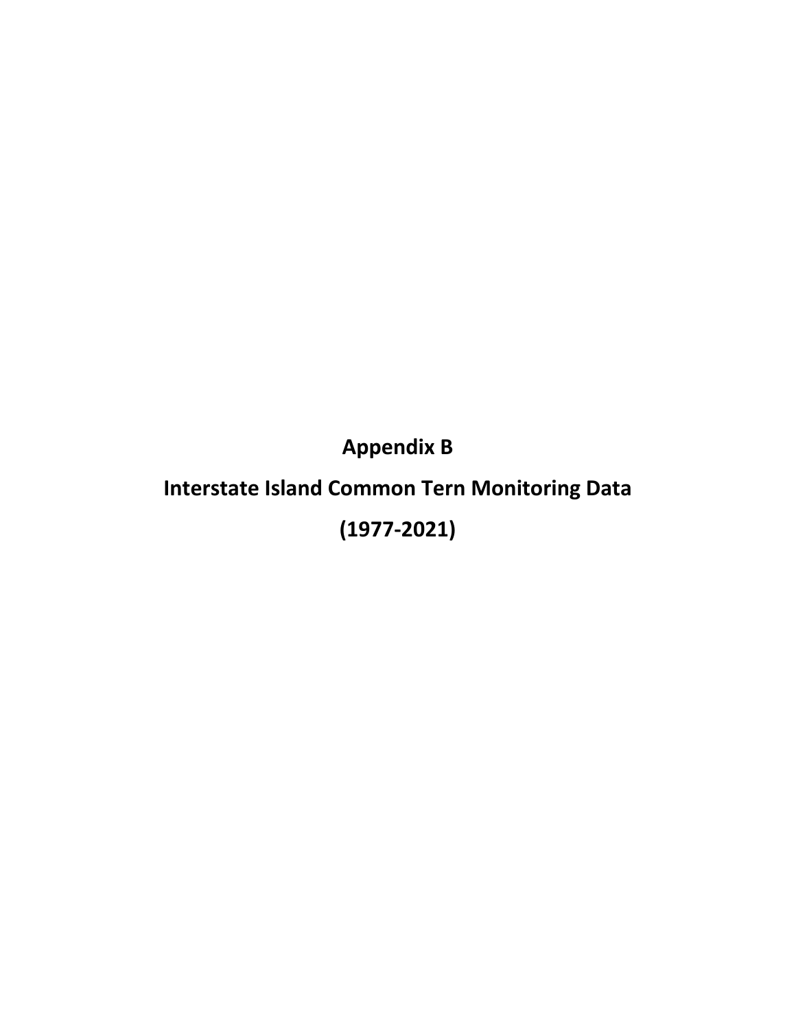# Appendix B

# Interstate Island Common Tern Monitoring Data

# (1977-2021)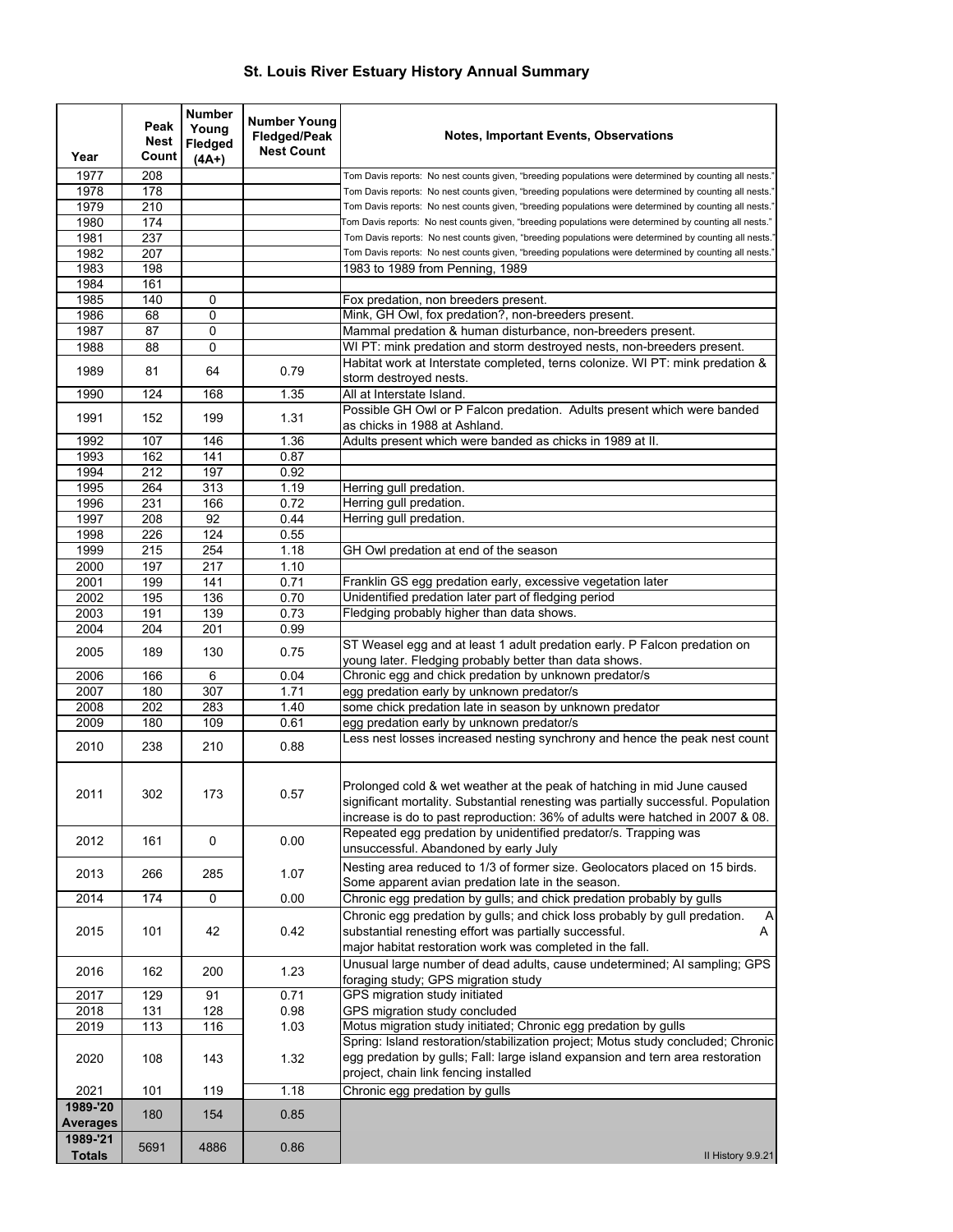# St. Louis River Estuary History Annual Summary

| Year | Peak Nest Count | Number Young Fledged (4A+) | Number Young Fledged/Peak Nest Count | Notes, Important Events, Observations |
|---|---|---|---|---|
| 1977 | 208 | | | Tom Davis reports: No nest counts given, "breeding populations were determined by counting all nests." |
| 1978 | 178 | | | Tom Davis reports: No nest counts given, "breeding populations were determined by counting all nests." |
| 1979 | 210 | | | Tom Davis reports: No nest counts given, "breeding populations were determined by counting all nests." |
| 1980 | 174 | | | Tom Davis reports: No nest counts given, "breeding populations were determined by counting all nests." |
| 1981 | 237 | | | Tom Davis reports: No nest counts given, "breeding populations were determined by counting all nests." |
| 1982 | 207 | | | Tom Davis reports: No nest counts given, "breeding populations were determined by counting all nests." |
| 1983 | 198 | | | 1983 to 1989 from Penning, 1989 |
| 1984 | 161 | | | |
| 1985 | 140 | 0 | | Fox predation, non breeders present. |
| 1986 | 68 | 0 | | Mink, GH Owl, fox predation?, non-breeders present. |
| 1987 | 87 | 0 | | Mammal predation & human disturbance, non-breeders present. |
| 1988 | 88 | 0 | | WI PT: mink predation and storm destroyed nests, non-breeders present. |
| 1989 | 81 | 64 | 0.79 | Habitat work at Interstate completed, terns colonize. WI PT: mink predation & storm destroyed nests. |
| 1990 | 124 | 168 | 1.35 | All at Interstate Island. |
| 1991 | 152 | 199 | 1.31 | Possible GH Owl or P Falcon predation. Adults present which were banded as chicks in 1988 at Ashland. |
| 1992 | 107 | 146 | 1.36 | Adults present which were banded as chicks in 1989 at II. |
| 1993 | 162 | 141 | 0.87 | |
| 1994 | 212 | 197 | 0.92 | |
| 1995 | 264 | 313 | 1.19 | Herring gull predation. |
| 1996 | 231 | 166 | 0.72 | Herring gull predation. |
| 1997 | 208 | 92 | 0.44 | Herring gull predation. |
| 1998 | 226 | 124 | 0.55 | |
| 1999 | 215 | 254 | 1.18 | GH Owl predation at end of the season |
| 2000 | 197 | 217 | 1.10 | |
| 2001 | 199 | 141 | 0.71 | Franklin GS egg predation early, excessive vegetation later |
| 2002 | 195 | 136 | 0.70 | Unidentified predation later part of fledging period |
| 2003 | 191 | 139 | 0.73 | Fledging probably higher than data shows. |
| 2004 | 204 | 201 | 0.99 | |
| 2005 | 189 | 130 | 0.75 | ST Weasel egg and at least 1 adult predation early. P Falcon predation on young later. Fledging probably better than data shows. |
| 2006 | 166 | 6 | 0.04 | Chronic egg and chick predation by unknown predator/s |
| 2007 | 180 | 307 | 1.71 | egg predation early by unknown predator/s |
| 2008 | 202 | 283 | 1.40 | some chick predation late in season by unknown predator |
| 2009 | 180 | 109 | 0.61 | egg predation early by unknown predator/s |
| 2010 | 238 | 210 | 0.88 | Less nest losses increased nesting synchrony and hence the peak nest count |
| 2011 | 302 | 173 | 0.57 | Prolonged cold & wet weather at the peak of hatching in mid June caused significant mortality. Substantial renesting was partially successful. Population increase is do to past reproduction: 36% of adults were hatched in 2007 & 08. |
| 2012 | 161 | 0 | 0.00 | Repeated egg predation by unidentified predator/s. Trapping was unsuccessful. Abandoned by early July |
| 2013 | 266 | 285 | 1.07 | Nesting area reduced to 1/3 of former size. Geolocators placed on 15 birds. Some apparent avian predation late in the season. |
| 2014 | 174 | 0 | 0.00 | Chronic egg predation by gulls; and chick predation probably by gulls |
| 2015 | 101 | 42 | 0.42 | Chronic egg predation by gulls; and chick loss probably by gull predation. A substantial renesting effort was partially successful. A major habitat restoration work was completed in the fall. |
| 2016 | 162 | 200 | 1.23 | Unusual large number of dead adults, cause undetermined; AI sampling; GPS foraging study; GPS migration study |
| 2017 | 129 | 91 | 0.71 | GPS migration study initiated |
| 2018 | 131 | 128 | 0.98 | GPS migration study concluded |
| 2019 | 113 | 116 | 1.03 | Motus migration study initiated; Chronic egg predation by gulls |
| 2020 | 108 | 143 | 1.32 | Spring: Island restoration/stabilization project; Motus study concluded; Chronic egg predation by gulls; Fall: large island expansion and tern area restoration project, chain link fencing installed |
| 2021 | 101 | 119 | 1.18 | Chronic egg predation by gulls |
| **1989-'20 Averages** | 180 | 154 | 0.85 | |
| **1989-'21 Totals** | 5691 | 4886 | 0.86 | II History 9.9.21 |